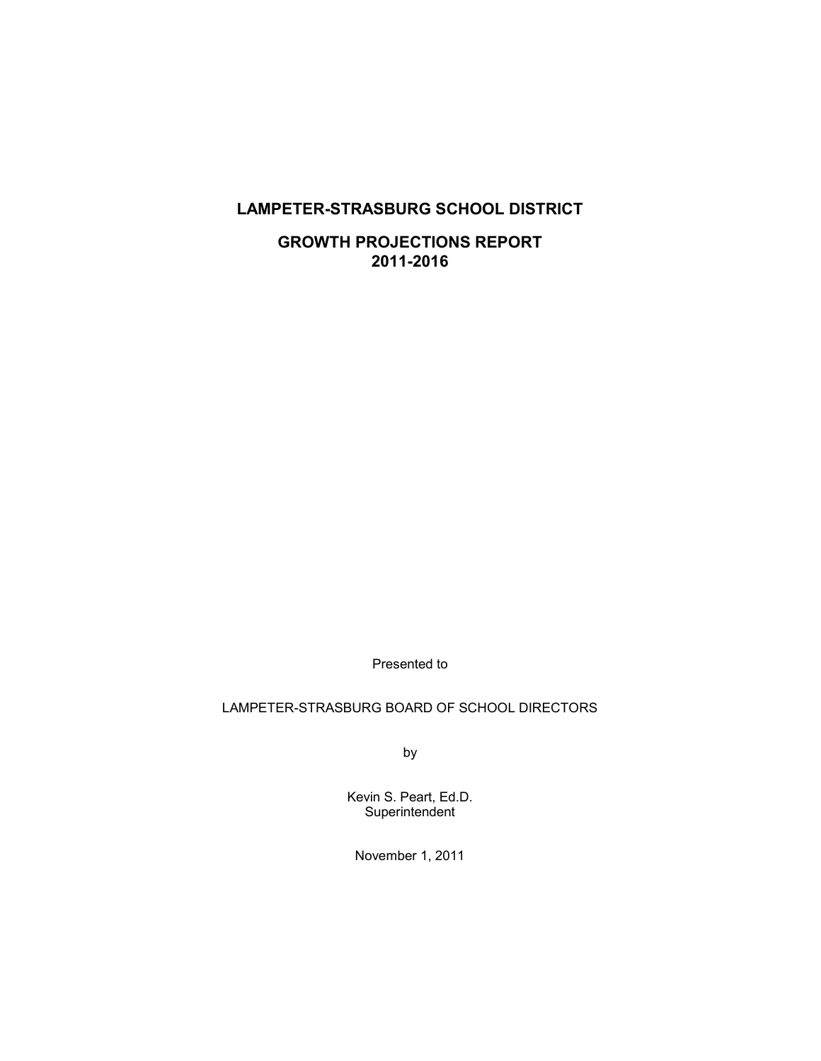# LAMPETER-STRASBURG SCHOOL DISTRICT

## GROWTH PROJECTIONS REPORT
## 2011-2016

Presented to

LAMPETER-STRASBURG BOARD OF SCHOOL DIRECTORS

by

Kevin S. Peart, Ed.D.
Superintendent

November 1, 2011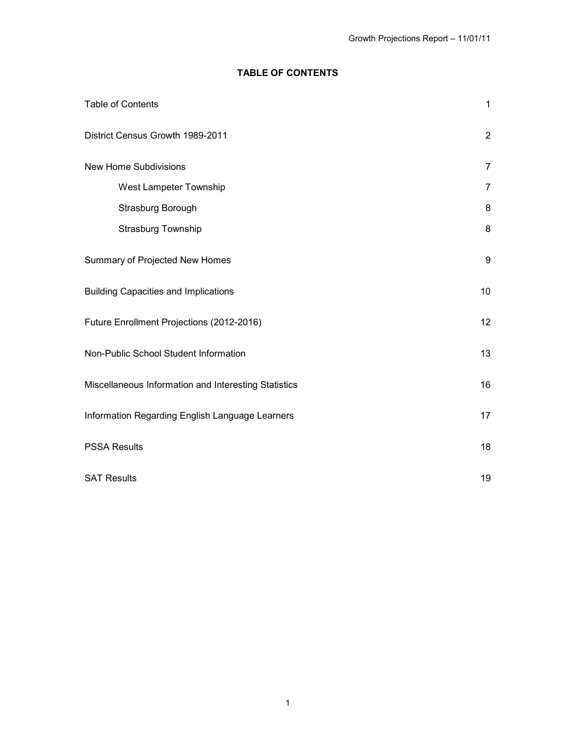## TABLE OF CONTENTS

| | |
|---|---|
| Table of Contents | 1 |
| District Census Growth 1989-2011 | 2 |
| New Home Subdivisions | 7 |
| West Lampeter Township | 7 |
| Strasburg Borough | 8 |
| Strasburg Township | 8 |
| Summary of Projected New Homes | 9 |
| Building Capacities and Implications | 10 |
| Future Enrollment Projections (2012-2016) | 12 |
| Non-Public School Student Information | 13 |
| Miscellaneous Information and Interesting Statistics | 16 |
| Information Regarding English Language Learners | 17 |
| PSSA Results | 18 |
| SAT Results | 19 |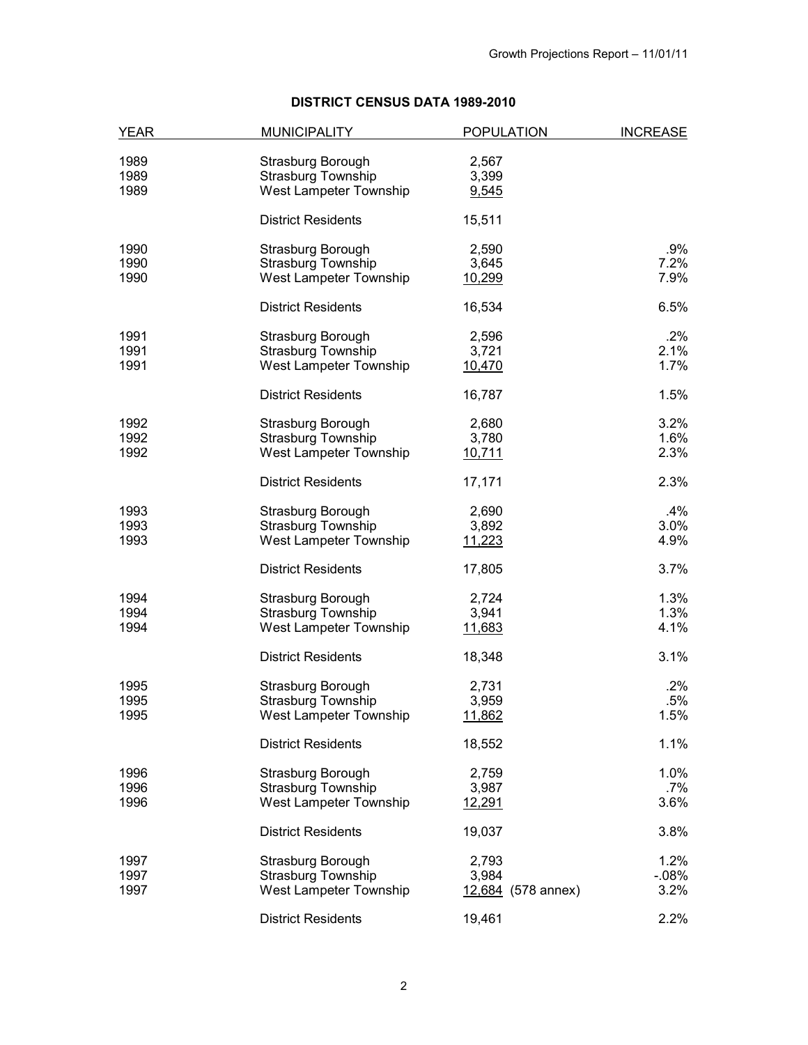# DISTRICT CENSUS DATA 1989-2010

| YEAR | MUNICIPALITY | POPULATION | INCREASE |
|---|---|---|---|
| 1989 | Strasburg Borough | 2,567 | |
| 1989 | Strasburg Township | 3,399 | |
| 1989 | West Lampeter Township | 9,545 | |
| | District Residents | 15,511 | |
| 1990 | Strasburg Borough | 2,590 | .9% |
| 1990 | Strasburg Township | 3,645 | 7.2% |
| 1990 | West Lampeter Township | 10,299 | 7.9% |
| | District Residents | 16,534 | 6.5% |
| 1991 | Strasburg Borough | 2,596 | .2% |
| 1991 | Strasburg Township | 3,721 | 2.1% |
| 1991 | West Lampeter Township | 10,470 | 1.7% |
| | District Residents | 16,787 | 1.5% |
| 1992 | Strasburg Borough | 2,680 | 3.2% |
| 1992 | Strasburg Township | 3,780 | 1.6% |
| 1992 | West Lampeter Township | 10,711 | 2.3% |
| | District Residents | 17,171 | 2.3% |
| 1993 | Strasburg Borough | 2,690 | .4% |
| 1993 | Strasburg Township | 3,892 | 3.0% |
| 1993 | West Lampeter Township | 11,223 | 4.9% |
| | District Residents | 17,805 | 3.7% |
| 1994 | Strasburg Borough | 2,724 | 1.3% |
| 1994 | Strasburg Township | 3,941 | 1.3% |
| 1994 | West Lampeter Township | 11,683 | 4.1% |
| | District Residents | 18,348 | 3.1% |
| 1995 | Strasburg Borough | 2,731 | .2% |
| 1995 | Strasburg Township | 3,959 | .5% |
| 1995 | West Lampeter Township | 11,862 | 1.5% |
| | District Residents | 18,552 | 1.1% |
| 1996 | Strasburg Borough | 2,759 | 1.0% |
| 1996 | Strasburg Township | 3,987 | .7% |
| 1996 | West Lampeter Township | 12,291 | 3.6% |
| | District Residents | 19,037 | 3.8% |
| 1997 | Strasburg Borough | 2,793 | 1.2% |
| 1997 | Strasburg Township | 3,984 | -.08% |
| 1997 | West Lampeter Township | 12,684 (578 annex) | 3.2% |
| | District Residents | 19,461 | 2.2% |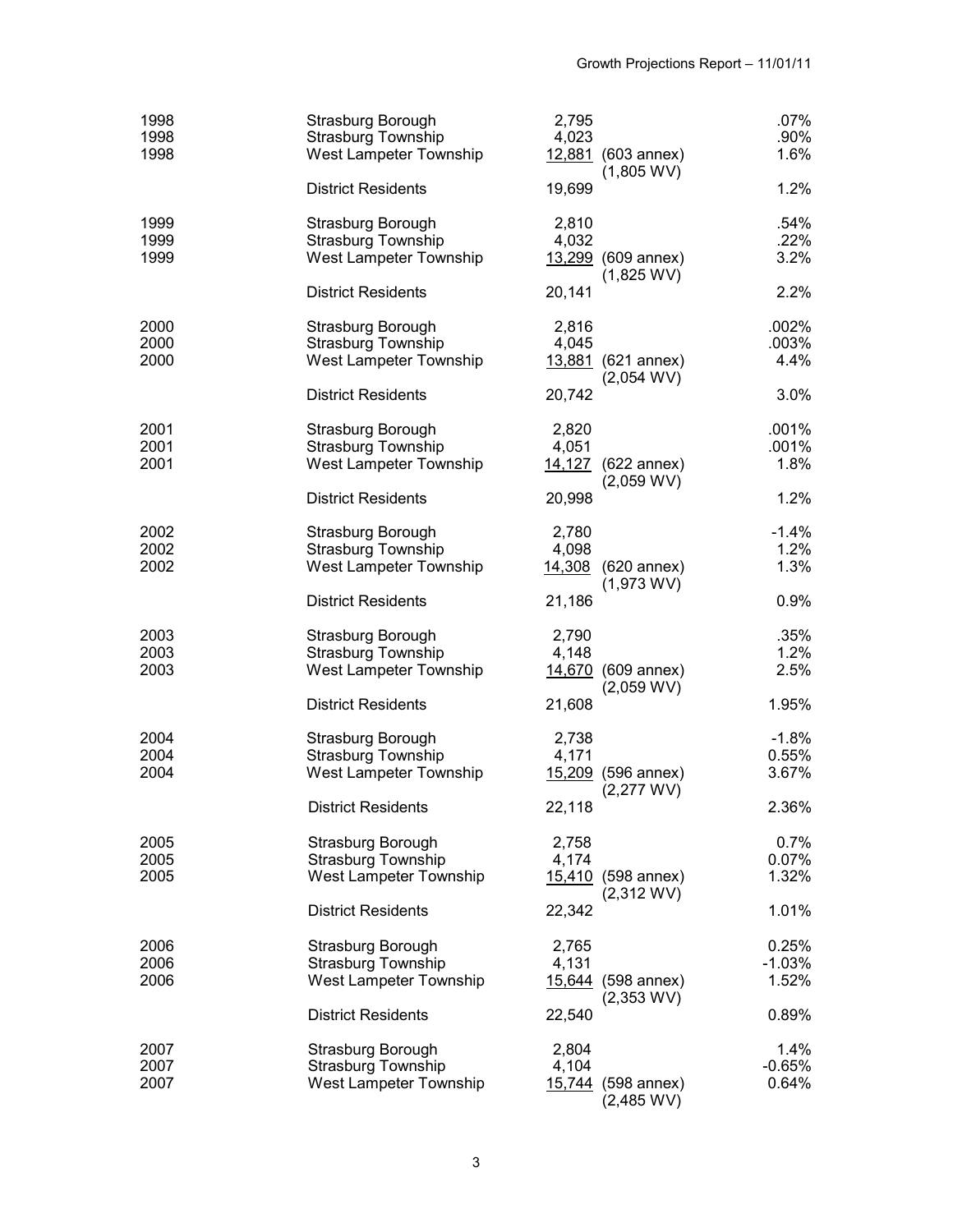| Year | Municipality | Population | Notes | % Change |
|---|---|---|---|---|
| 1998 | Strasburg Borough | 2,795 | | .07% |
| 1998 | Strasburg Township | 4,023 | | .90% |
| 1998 | West Lampeter Township | 12,881 | (603 annex) (1,805 WV) | 1.6% |
| | District Residents | 19,699 | | 1.2% |
| 1999 | Strasburg Borough | 2,810 | | .54% |
| 1999 | Strasburg Township | 4,032 | | .22% |
| 1999 | West Lampeter Township | 13,299 | (609 annex) (1,825 WV) | 3.2% |
| | District Residents | 20,141 | | 2.2% |
| 2000 | Strasburg Borough | 2,816 | | .002% |
| 2000 | Strasburg Township | 4,045 | | .003% |
| 2000 | West Lampeter Township | 13,881 | (621 annex) (2,054 WV) | 4.4% |
| | District Residents | 20,742 | | 3.0% |
| 2001 | Strasburg Borough | 2,820 | | .001% |
| 2001 | Strasburg Township | 4,051 | | .001% |
| 2001 | West Lampeter Township | 14,127 | (622 annex) (2,059 WV) | 1.8% |
| | District Residents | 20,998 | | 1.2% |
| 2002 | Strasburg Borough | 2,780 | | -1.4% |
| 2002 | Strasburg Township | 4,098 | | 1.2% |
| 2002 | West Lampeter Township | 14,308 | (620 annex) (1,973 WV) | 1.3% |
| | District Residents | 21,186 | | 0.9% |
| 2003 | Strasburg Borough | 2,790 | | .35% |
| 2003 | Strasburg Township | 4,148 | | 1.2% |
| 2003 | West Lampeter Township | 14,670 | (609 annex) (2,059 WV) | 2.5% |
| | District Residents | 21,608 | | 1.95% |
| 2004 | Strasburg Borough | 2,738 | | -1.8% |
| 2004 | Strasburg Township | 4,171 | | 0.55% |
| 2004 | West Lampeter Township | 15,209 | (596 annex) (2,277 WV) | 3.67% |
| | District Residents | 22,118 | | 2.36% |
| 2005 | Strasburg Borough | 2,758 | | 0.7% |
| 2005 | Strasburg Township | 4,174 | | 0.07% |
| 2005 | West Lampeter Township | 15,410 | (598 annex) (2,312 WV) | 1.32% |
| | District Residents | 22,342 | | 1.01% |
| 2006 | Strasburg Borough | 2,765 | | 0.25% |
| 2006 | Strasburg Township | 4,131 | | -1.03% |
| 2006 | West Lampeter Township | 15,644 | (598 annex) (2,353 WV) | 1.52% |
| | District Residents | 22,540 | | 0.89% |
| 2007 | Strasburg Borough | 2,804 | | 1.4% |
| 2007 | Strasburg Township | 4,104 | | -0.65% |
| 2007 | West Lampeter Township | 15,744 | (598 annex) (2,485 WV) | 0.64% |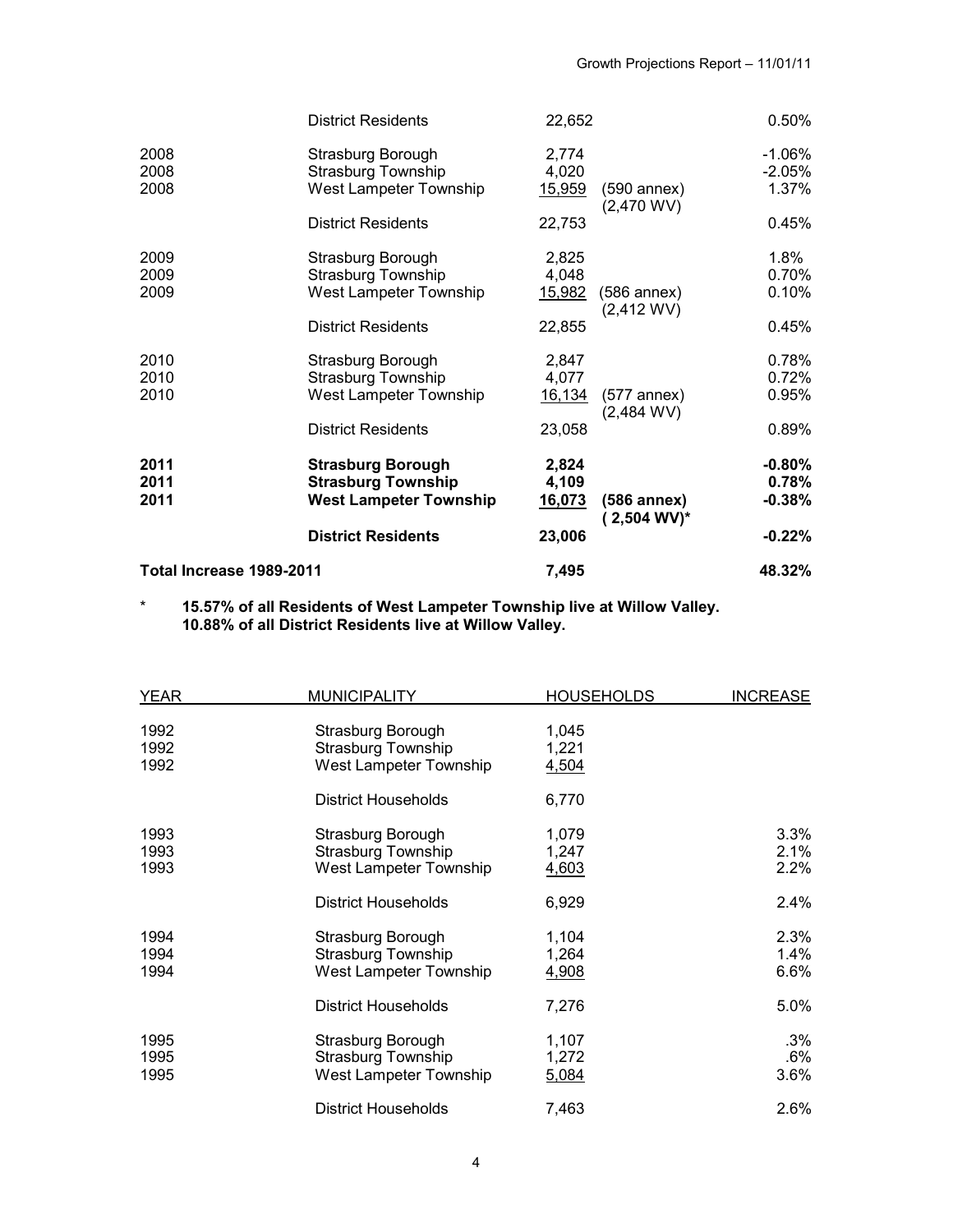| | | | | |
|---|---|---|---|---|
| | District Residents | 22,652 | | 0.50% |
| 2008 | Strasburg Borough | 2,774 | | -1.06% |
| 2008 | Strasburg Township | 4,020 | | -2.05% |
| 2008 | West Lampeter Township | 15,959 | (590 annex) (2,470 WV) | 1.37% |
| | District Residents | 22,753 | | 0.45% |
| 2009 | Strasburg Borough | 2,825 | | 1.8% |
| 2009 | Strasburg Township | 4,048 | | 0.70% |
| 2009 | West Lampeter Township | 15,982 | (586 annex) (2,412 WV) | 0.10% |
| | District Residents | 22,855 | | 0.45% |
| 2010 | Strasburg Borough | 2,847 | | 0.78% |
| 2010 | Strasburg Township | 4,077 | | 0.72% |
| 2010 | West Lampeter Township | 16,134 | (577 annex) (2,484 WV) | 0.95% |
| | District Residents | 23,058 | | 0.89% |
| **2011** | **Strasburg Borough** | **2,824** | | **-0.80%** |
| **2011** | **Strasburg Township** | **4,109** | | **0.78%** |
| **2011** | **West Lampeter Township** | **16,073** | **(586 annex) ( 2,504 WV)*** | **-0.38%** |
| | **District Residents** | **23,006** | | **-0.22%** |
| **Total Increase 1989-2011** | | **7,495** | | **48.32%** |

\* **15.57% of all Residents of West Lampeter Township live at Willow Valley.**
**10.88% of all District Residents live at Willow Valley.**

| YEAR | MUNICIPALITY | HOUSEHOLDS | INCREASE |
|---|---|---|---|
| 1992 | Strasburg Borough | 1,045 | |
| 1992 | Strasburg Township | 1,221 | |
| 1992 | West Lampeter Township | 4,504 | |
| | District Households | 6,770 | |
| 1993 | Strasburg Borough | 1,079 | 3.3% |
| 1993 | Strasburg Township | 1,247 | 2.1% |
| 1993 | West Lampeter Township | 4,603 | 2.2% |
| | District Households | 6,929 | 2.4% |
| 1994 | Strasburg Borough | 1,104 | 2.3% |
| 1994 | Strasburg Township | 1,264 | 1.4% |
| 1994 | West Lampeter Township | 4,908 | 6.6% |
| | District Households | 7,276 | 5.0% |
| 1995 | Strasburg Borough | 1,107 | .3% |
| 1995 | Strasburg Township | 1,272 | .6% |
| 1995 | West Lampeter Township | 5,084 | 3.6% |
| | District Households | 7,463 | 2.6% |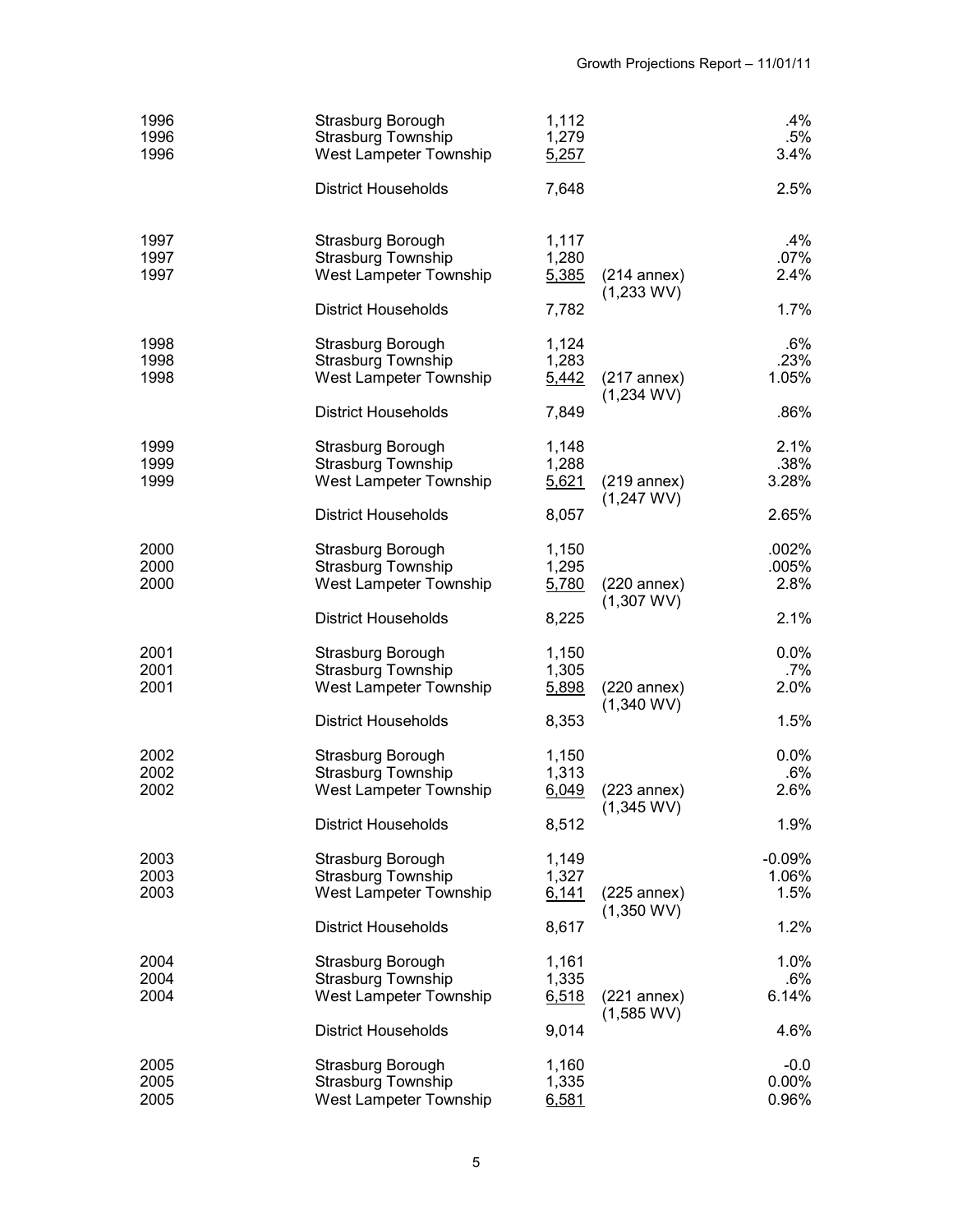| Year | Municipality | Households | Notes | % Change |
|---|---|---|---|---|
| 1996 | Strasburg Borough | 1,112 | | .4% |
| 1996 | Strasburg Township | 1,279 | | .5% |
| 1996 | West Lampeter Township | 5,257 | | 3.4% |
| | District Households | 7,648 | | 2.5% |
| 1997 | Strasburg Borough | 1,117 | | .4% |
| 1997 | Strasburg Township | 1,280 | | .07% |
| 1997 | West Lampeter Township | 5,385 | (214 annex) (1,233 WV) | 2.4% |
| | District Households | 7,782 | | 1.7% |
| 1998 | Strasburg Borough | 1,124 | | .6% |
| 1998 | Strasburg Township | 1,283 | | .23% |
| 1998 | West Lampeter Township | 5,442 | (217 annex) (1,234 WV) | 1.05% |
| | District Households | 7,849 | | .86% |
| 1999 | Strasburg Borough | 1,148 | | 2.1% |
| 1999 | Strasburg Township | 1,288 | | .38% |
| 1999 | West Lampeter Township | 5,621 | (219 annex) (1,247 WV) | 3.28% |
| | District Households | 8,057 | | 2.65% |
| 2000 | Strasburg Borough | 1,150 | | .002% |
| 2000 | Strasburg Township | 1,295 | | .005% |
| 2000 | West Lampeter Township | 5,780 | (220 annex) (1,307 WV) | 2.8% |
| | District Households | 8,225 | | 2.1% |
| 2001 | Strasburg Borough | 1,150 | | 0.0% |
| 2001 | Strasburg Township | 1,305 | | .7% |
| 2001 | West Lampeter Township | 5,898 | (220 annex) (1,340 WV) | 2.0% |
| | District Households | 8,353 | | 1.5% |
| 2002 | Strasburg Borough | 1,150 | | 0.0% |
| 2002 | Strasburg Township | 1,313 | | .6% |
| 2002 | West Lampeter Township | 6,049 | (223 annex) (1,345 WV) | 2.6% |
| | District Households | 8,512 | | 1.9% |
| 2003 | Strasburg Borough | 1,149 | | -0.09% |
| 2003 | Strasburg Township | 1,327 | | 1.06% |
| 2003 | West Lampeter Township | 6,141 | (225 annex) (1,350 WV) | 1.5% |
| | District Households | 8,617 | | 1.2% |
| 2004 | Strasburg Borough | 1,161 | | 1.0% |
| 2004 | Strasburg Township | 1,335 | | .6% |
| 2004 | West Lampeter Township | 6,518 | (221 annex) (1,585 WV) | 6.14% |
| | District Households | 9,014 | | 4.6% |
| 2005 | Strasburg Borough | 1,160 | | -0.0 |
| 2005 | Strasburg Township | 1,335 | | 0.00% |
| 2005 | West Lampeter Township | 6,581 | | 0.96% |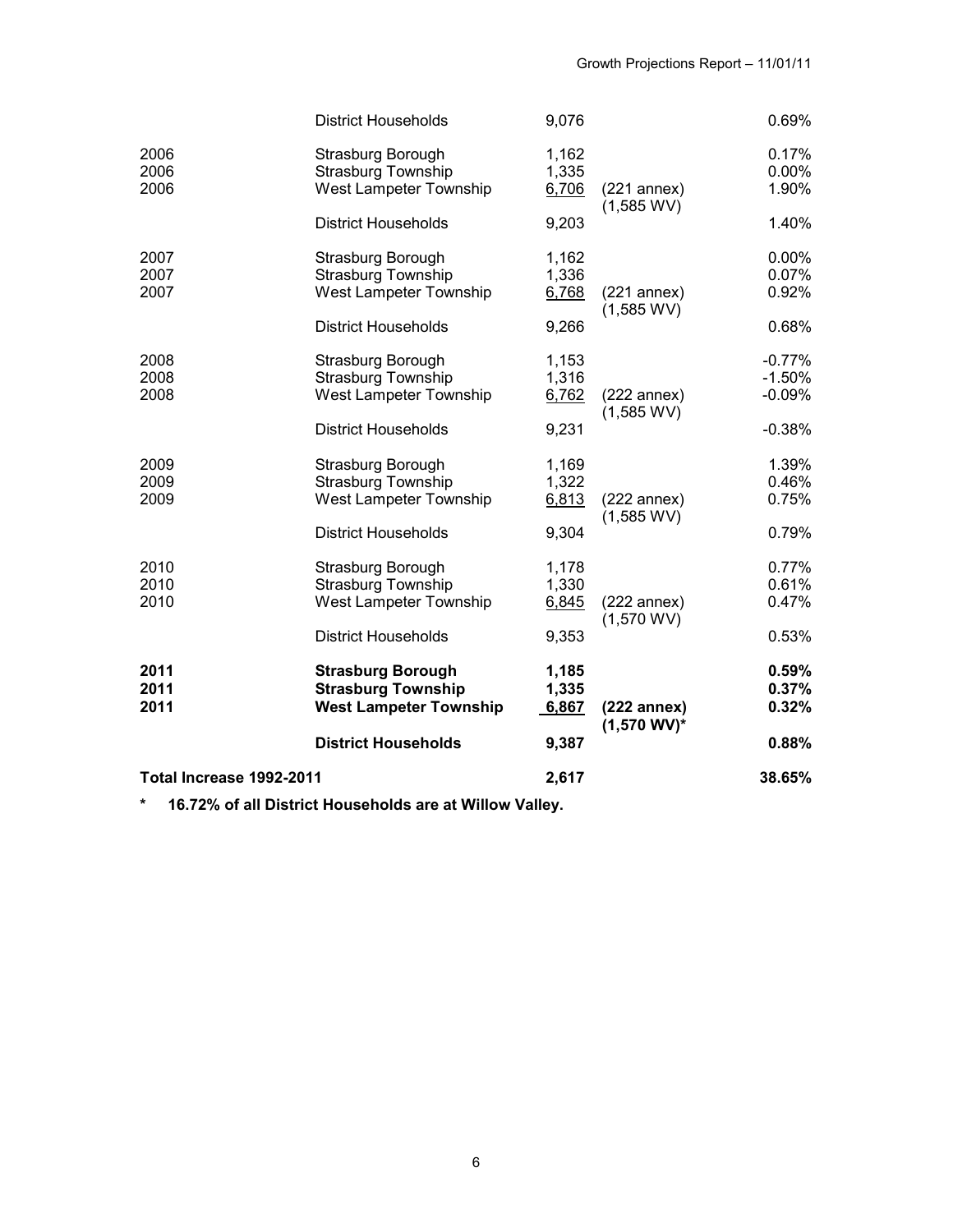| Year | Municipality | Households | Notes | Change |
|---|---|---|---|---|
| | District Households | 9,076 | | 0.69% |
| 2006 | Strasburg Borough | 1,162 | | 0.17% |
| 2006 | Strasburg Township | 1,335 | | 0.00% |
| 2006 | West Lampeter Township | 6,706 | (221 annex) (1,585 WV) | 1.90% |
| | District Households | 9,203 | | 1.40% |
| 2007 | Strasburg Borough | 1,162 | | 0.00% |
| 2007 | Strasburg Township | 1,336 | | 0.07% |
| 2007 | West Lampeter Township | 6,768 | (221 annex) (1,585 WV) | 0.92% |
| | District Households | 9,266 | | 0.68% |
| 2008 | Strasburg Borough | 1,153 | | -0.77% |
| 2008 | Strasburg Township | 1,316 | | -1.50% |
| 2008 | West Lampeter Township | 6,762 | (222 annex) (1,585 WV) | -0.09% |
| | District Households | 9,231 | | -0.38% |
| 2009 | Strasburg Borough | 1,169 | | 1.39% |
| 2009 | Strasburg Township | 1,322 | | 0.46% |
| 2009 | West Lampeter Township | 6,813 | (222 annex) (1,585 WV) | 0.75% |
| | District Households | 9,304 | | 0.79% |
| 2010 | Strasburg Borough | 1,178 | | 0.77% |
| 2010 | Strasburg Township | 1,330 | | 0.61% |
| 2010 | West Lampeter Township | 6,845 | (222 annex) (1,570 WV) | 0.47% |
| | District Households | 9,353 | | 0.53% |
| **2011** | **Strasburg Borough** | **1,185** | | **0.59%** |
| **2011** | **Strasburg Township** | **1,335** | | **0.37%** |
| **2011** | **West Lampeter Township** | **6,867** | **(222 annex) (1,570 WV)*** | **0.32%** |
| | **District Households** | **9,387** | | **0.88%** |
| **Total Increase 1992-2011** | | **2,617** | | **38.65%** |

**\* 16.72% of all District Households are at Willow Valley.**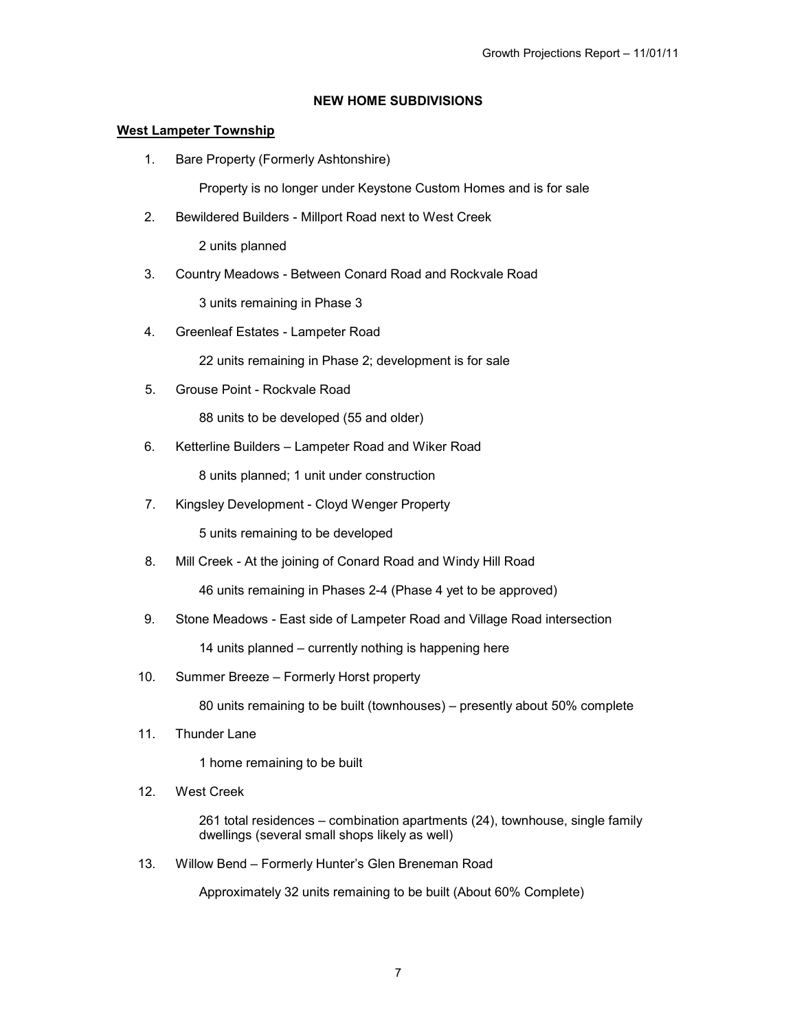## NEW HOME SUBDIVISIONS

### West Lampeter Township

1. Bare Property (Formerly Ashtonshire)

   Property is no longer under Keystone Custom Homes and is for sale

2. Bewildered Builders - Millport Road next to West Creek

   2 units planned

3. Country Meadows - Between Conard Road and Rockvale Road

   3 units remaining in Phase 3

4. Greenleaf Estates - Lampeter Road

   22 units remaining in Phase 2; development is for sale

5. Grouse Point - Rockvale Road

   88 units to be developed (55 and older)

6. Ketterline Builders – Lampeter Road and Wiker Road

   8 units planned; 1 unit under construction

7. Kingsley Development - Cloyd Wenger Property

   5 units remaining to be developed

8. Mill Creek - At the joining of Conard Road and Windy Hill Road

   46 units remaining in Phases 2-4 (Phase 4 yet to be approved)

9. Stone Meadows - East side of Lampeter Road and Village Road intersection

   14 units planned – currently nothing is happening here

10. Summer Breeze – Formerly Horst property

    80 units remaining to be built (townhouses) – presently about 50% complete

11. Thunder Lane

    1 home remaining to be built

12. West Creek

    261 total residences – combination apartments (24), townhouse, single family dwellings (several small shops likely as well)

13. Willow Bend – Formerly Hunter's Glen Breneman Road

    Approximately 32 units remaining to be built (About 60% Complete)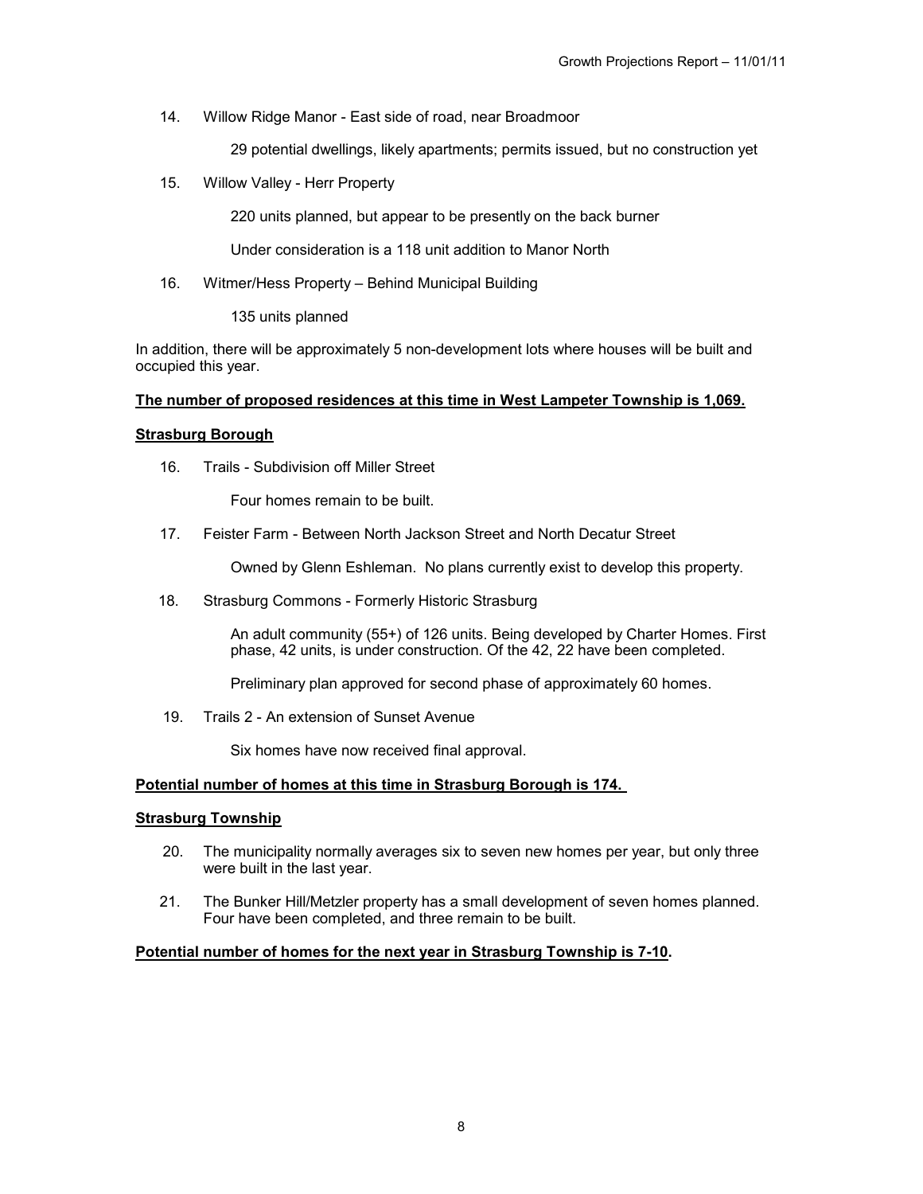14. Willow Ridge Manor - East side of road, near Broadmoor

    29 potential dwellings, likely apartments; permits issued, but no construction yet

15. Willow Valley - Herr Property

    220 units planned, but appear to be presently on the back burner

    Under consideration is a 118 unit addition to Manor North

16. Witmer/Hess Property – Behind Municipal Building

    135 units planned

In addition, there will be approximately 5 non-development lots where houses will be built and occupied this year.

**The number of proposed residences at this time in West Lampeter Township is 1,069.**

**Strasburg Borough**

16. Trails - Subdivision off Miller Street

    Four homes remain to be built.

17. Feister Farm - Between North Jackson Street and North Decatur Street

    Owned by Glenn Eshleman. No plans currently exist to develop this property.

18. Strasburg Commons - Formerly Historic Strasburg

    An adult community (55+) of 126 units. Being developed by Charter Homes. First phase, 42 units, is under construction. Of the 42, 22 have been completed.

    Preliminary plan approved for second phase of approximately 60 homes.

19. Trails 2 - An extension of Sunset Avenue

    Six homes have now received final approval.

**Potential number of homes at this time in Strasburg Borough is 174.**

**Strasburg Township**

20. The municipality normally averages six to seven new homes per year, but only three were built in the last year.

21. The Bunker Hill/Metzler property has a small development of seven homes planned. Four have been completed, and three remain to be built.

**Potential number of homes for the next year in Strasburg Township is 7-10.**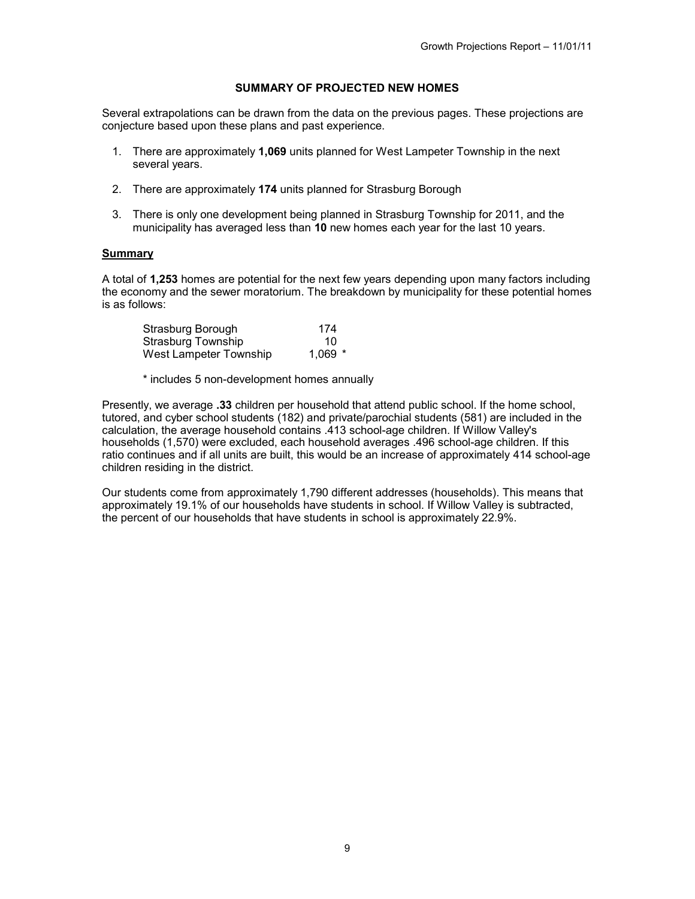## SUMMARY OF PROJECTED NEW HOMES

Several extrapolations can be drawn from the data on the previous pages. These projections are conjecture based upon these plans and past experience.

1. There are approximately **1,069** units planned for West Lampeter Township in the next several years.
2. There are approximately **174** units planned for Strasburg Borough
3. There is only one development being planned in Strasburg Township for 2011, and the municipality has averaged less than **10** new homes each year for the last 10 years.

### Summary

A total of **1,253** homes are potential for the next few years depending upon many factors including the economy and the sewer moratorium. The breakdown by municipality for these potential homes is as follows:

| | |
|---|---|
| Strasburg Borough | 174 |
| Strasburg Township | 10 |
| West Lampeter Township | 1,069 * |

\* includes 5 non-development homes annually

Presently, we average **.33** children per household that attend public school. If the home school, tutored, and cyber school students (182) and private/parochial students (581) are included in the calculation, the average household contains .413 school-age children. If Willow Valley's households (1,570) were excluded, each household averages .496 school-age children. If this ratio continues and if all units are built, this would be an increase of approximately 414 school-age children residing in the district.

Our students come from approximately 1,790 different addresses (households). This means that approximately 19.1% of our households have students in school. If Willow Valley is subtracted, the percent of our households that have students in school is approximately 22.9%.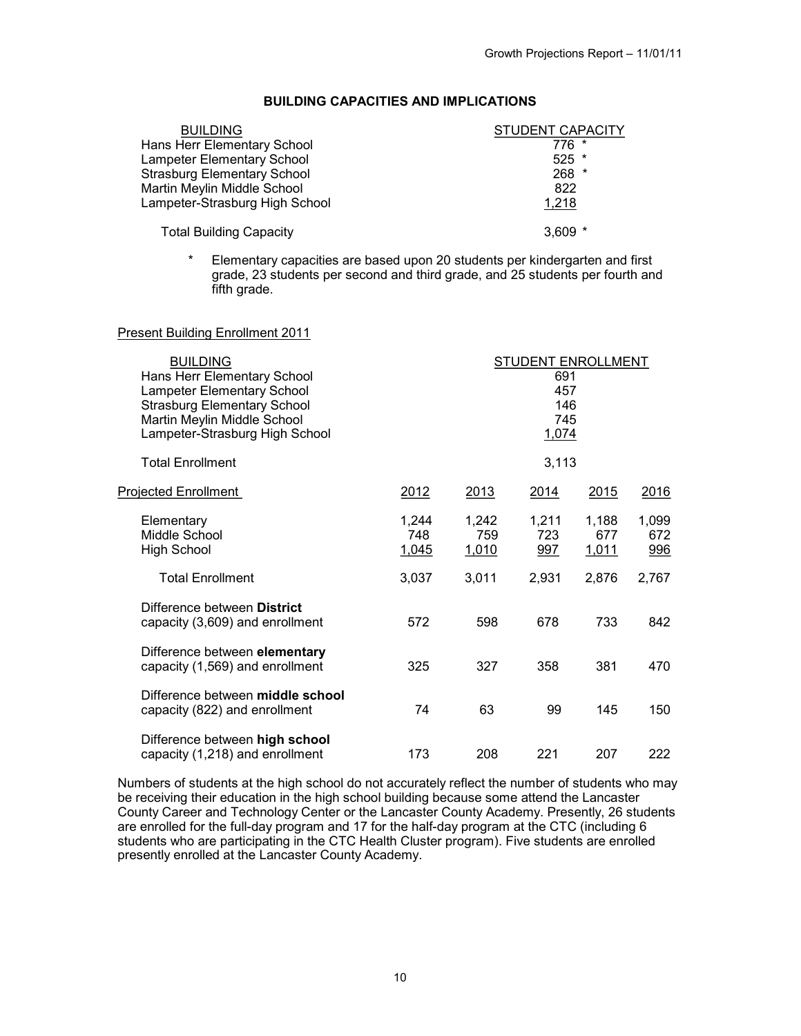## BUILDING CAPACITIES AND IMPLICATIONS

| BUILDING | STUDENT CAPACITY |
|---|---|
| Hans Herr Elementary School | 776 * |
| Lampeter Elementary School | 525 * |
| Strasburg Elementary School | 268 * |
| Martin Meylin Middle School | 822 |
| Lampeter-Strasburg High School | 1,218 |
| Total Building Capacity | 3,609 * |

\* Elementary capacities are based upon 20 students per kindergarten and first grade, 23 students per second and third grade, and 25 students per fourth and fifth grade.

### Present Building Enrollment 2011

| BUILDING | STUDENT ENROLLMENT |
|---|---|
| Hans Herr Elementary School | 691 |
| Lampeter Elementary School | 457 |
| Strasburg Elementary School | 146 |
| Martin Meylin Middle School | 745 |
| Lampeter-Strasburg High School | 1,074 |
| Total Enrollment | 3,113 |

| Projected Enrollment | 2012 | 2013 | 2014 | 2015 | 2016 |
|---|---|---|---|---|---|
| Elementary | 1,244 | 1,242 | 1,211 | 1,188 | 1,099 |
| Middle School | 748 | 759 | 723 | 677 | 672 |
| High School | 1,045 | 1,010 | 997 | 1,011 | 996 |
| Total Enrollment | 3,037 | 3,011 | 2,931 | 2,876 | 2,767 |
| Difference between **District** capacity (3,609) and enrollment | 572 | 598 | 678 | 733 | 842 |
| Difference between **elementary** capacity (1,569) and enrollment | 325 | 327 | 358 | 381 | 470 |
| Difference between **middle school** capacity (822) and enrollment | 74 | 63 | 99 | 145 | 150 |
| Difference between **high school** capacity (1,218) and enrollment | 173 | 208 | 221 | 207 | 222 |

Numbers of students at the high school do not accurately reflect the number of students who may be receiving their education in the high school building because some attend the Lancaster County Career and Technology Center or the Lancaster County Academy. Presently, 26 students are enrolled for the full-day program and 17 for the half-day program at the CTC (including 6 students who are participating in the CTC Health Cluster program). Five students are enrolled presently enrolled at the Lancaster County Academy.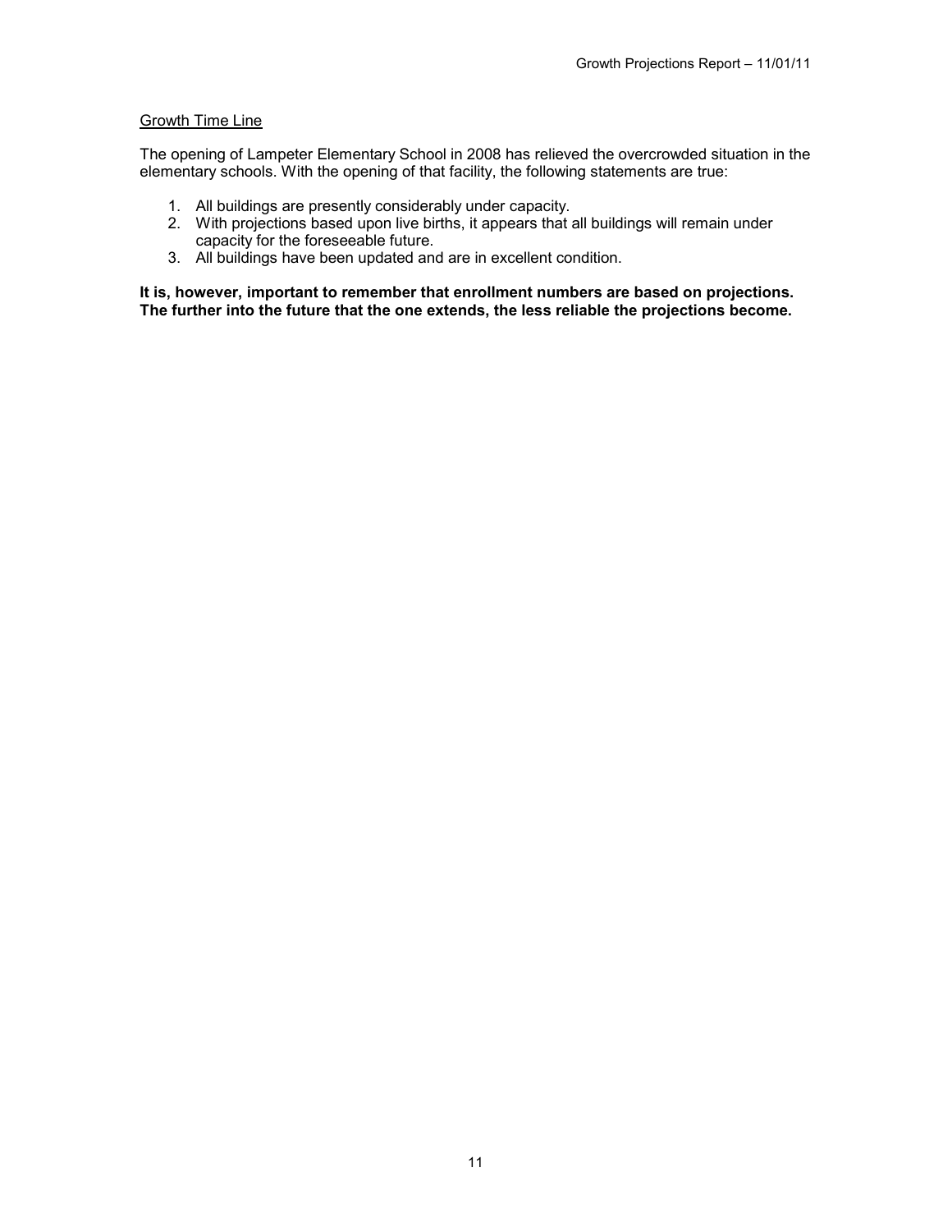<u>Growth Time Line</u>

The opening of Lampeter Elementary School in 2008 has relieved the overcrowded situation in the elementary schools. With the opening of that facility, the following statements are true:

1. All buildings are presently considerably under capacity.
2. With projections based upon live births, it appears that all buildings will remain under capacity for the foreseeable future.
3. All buildings have been updated and are in excellent condition.

**It is, however, important to remember that enrollment numbers are based on projections. The further into the future that the one extends, the less reliable the projections become.**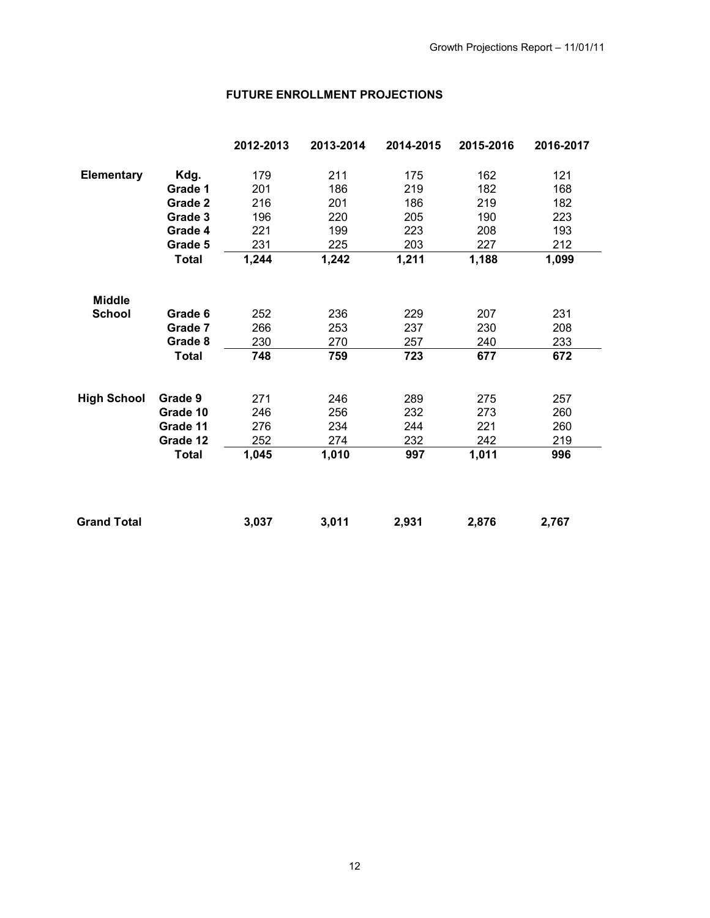## FUTURE ENROLLMENT PROJECTIONS

| | | 2012-2013 | 2013-2014 | 2014-2015 | 2015-2016 | 2016-2017 |
|---|---|---|---|---|---|---|
| **Elementary** | **Kdg.** | 179 | 211 | 175 | 162 | 121 |
| | **Grade 1** | 201 | 186 | 219 | 182 | 168 |
| | **Grade 2** | 216 | 201 | 186 | 219 | 182 |
| | **Grade 3** | 196 | 220 | 205 | 190 | 223 |
| | **Grade 4** | 221 | 199 | 223 | 208 | 193 |
| | **Grade 5** | 231 | 225 | 203 | 227 | 212 |
| | **Total** | **1,244** | **1,242** | **1,211** | **1,188** | **1,099** |
| **Middle School** | **Grade 6** | 252 | 236 | 229 | 207 | 231 |
| | **Grade 7** | 266 | 253 | 237 | 230 | 208 |
| | **Grade 8** | 230 | 270 | 257 | 240 | 233 |
| | **Total** | **748** | **759** | **723** | **677** | **672** |
| **High School** | **Grade 9** | 271 | 246 | 289 | 275 | 257 |
| | **Grade 10** | 246 | 256 | 232 | 273 | 260 |
| | **Grade 11** | 276 | 234 | 244 | 221 | 260 |
| | **Grade 12** | 252 | 274 | 232 | 242 | 219 |
| | **Total** | **1,045** | **1,010** | **997** | **1,011** | **996** |
| **Grand Total** | | **3,037** | **3,011** | **2,931** | **2,876** | **2,767** |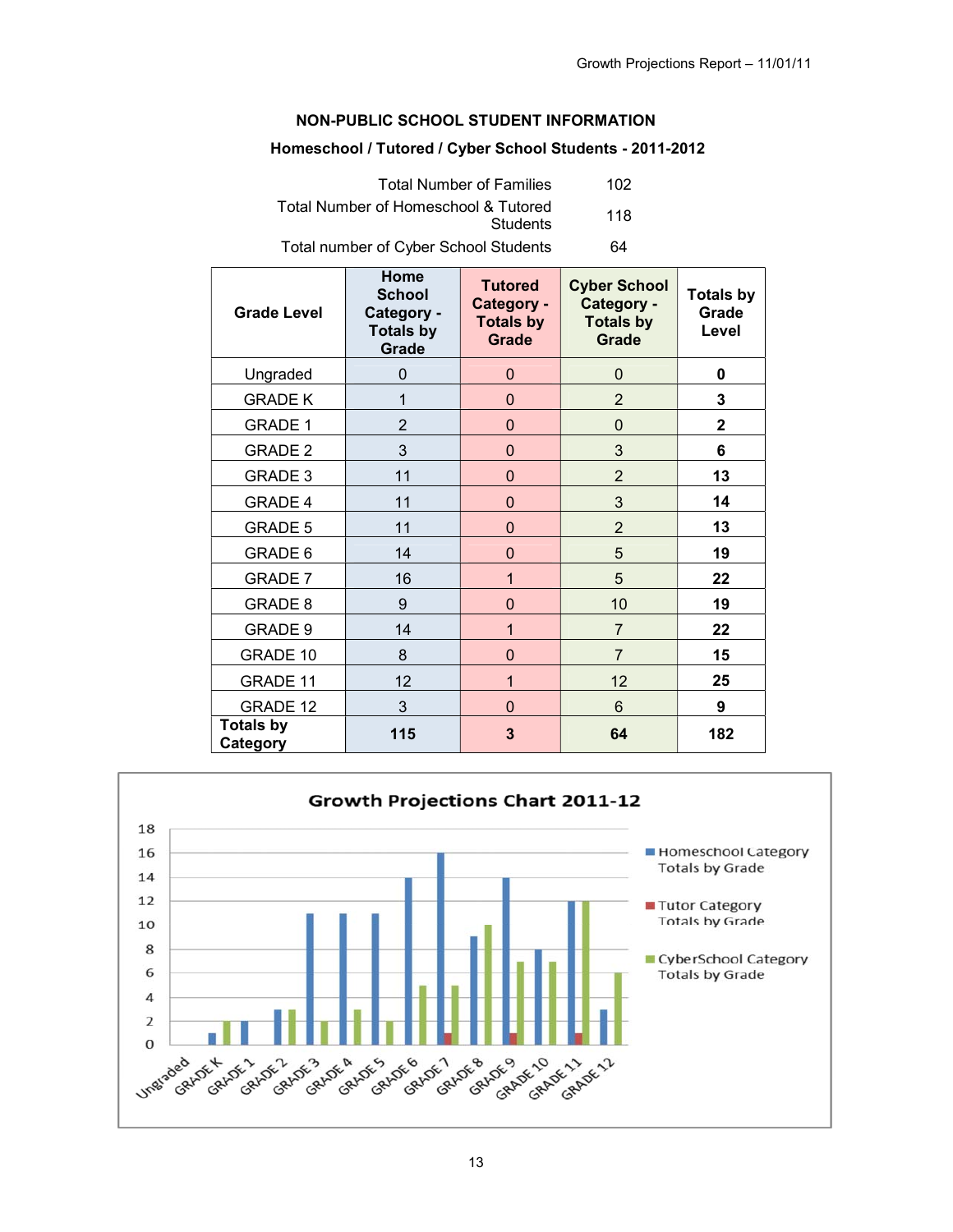## NON-PUBLIC SCHOOL STUDENT INFORMATION

### Homeschool / Tutored / Cyber School Students - 2011-2012

| | |
|---|---|
| Total Number of Families | 102 |
| Total Number of Homeschool & Tutored Students | 118 |
| Total number of Cyber School Students | 64 |

| Grade Level | Home School Category - Totals by Grade | Tutored Category - Totals by Grade | Cyber School Category - Totals by Grade | Totals by Grade Level |
|---|---|---|---|---|
| Ungraded | 0 | 0 | 0 | **0** |
| GRADE K | 1 | 0 | 2 | **3** |
| GRADE 1 | 2 | 0 | 0 | **2** |
| GRADE 2 | 3 | 0 | 3 | **6** |
| GRADE 3 | 11 | 0 | 2 | **13** |
| GRADE 4 | 11 | 0 | 3 | **14** |
| GRADE 5 | 11 | 0 | 2 | **13** |
| GRADE 6 | 14 | 0 | 5 | **19** |
| GRADE 7 | 16 | 1 | 5 | **22** |
| GRADE 8 | 9 | 0 | 10 | **19** |
| GRADE 9 | 14 | 1 | 7 | **22** |
| GRADE 10 | 8 | 0 | 7 | **15** |
| GRADE 11 | 12 | 1 | 12 | **25** |
| GRADE 12 | 3 | 0 | 6 | **9** |
| **Totals by Category** | **115** | **3** | **64** | **182** |

**Growth Projections Chart 2011-12**

Legend: Homeschool Category Totals by Grade; Tutor Category Totals by Grade; CyberSchool Category Totals by Grade

Y-axis: 0, 2, 4, 6, 8, 10, 12, 14, 16, 18

X-axis: Ungraded, GRADE K, GRADE 1, GRADE 2, GRADE 3, GRADE 4, GRADE 5, GRADE 6, GRADE 7, GRADE 8, GRADE 9, GRADE 10, GRADE 11, GRADE 12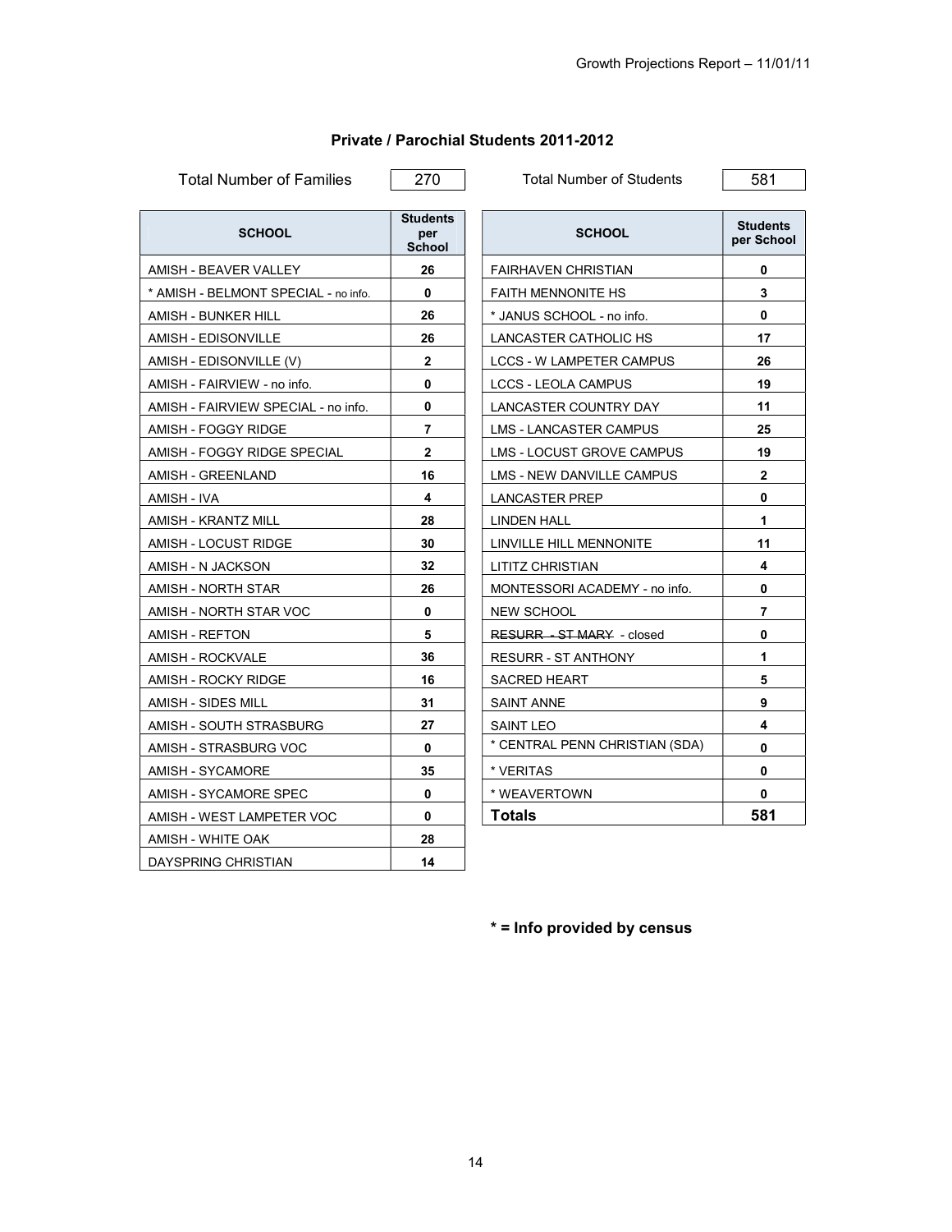## Private / Parochial Students 2011-2012

Total Number of Families: 270

Total Number of Students: 581

| SCHOOL | Students per School |
|---|---|
| AMISH - BEAVER VALLEY | **26** |
| * AMISH - BELMONT SPECIAL - no info. | **0** |
| AMISH - BUNKER HILL | **26** |
| AMISH - EDISONVILLE | **26** |
| AMISH - EDISONVILLE (V) | **2** |
| AMISH - FAIRVIEW - no info. | **0** |
| AMISH - FAIRVIEW SPECIAL - no info. | **0** |
| AMISH - FOGGY RIDGE | **7** |
| AMISH - FOGGY RIDGE SPECIAL | **2** |
| AMISH - GREENLAND | **16** |
| AMISH - IVA | **4** |
| AMISH - KRANTZ MILL | **28** |
| AMISH - LOCUST RIDGE | **30** |
| AMISH - N JACKSON | **32** |
| AMISH - NORTH STAR | **26** |
| AMISH - NORTH STAR VOC | **0** |
| AMISH - REFTON | **5** |
| AMISH - ROCKVALE | **36** |
| AMISH - ROCKY RIDGE | **16** |
| AMISH - SIDES MILL | **31** |
| AMISH - SOUTH STRASBURG | **27** |
| AMISH - STRASBURG VOC | **0** |
| AMISH - SYCAMORE | **35** |
| AMISH - SYCAMORE SPEC | **0** |
| AMISH - WEST LAMPETER VOC | **0** |
| AMISH - WHITE OAK | **28** |
| DAYSPRING CHRISTIAN | **14** |

| SCHOOL | Students per School |
|---|---|
| FAIRHAVEN CHRISTIAN | **0** |
| FAITH MENNONITE HS | **3** |
| * JANUS SCHOOL - no info. | **0** |
| LANCASTER CATHOLIC HS | **17** |
| LCCS - W LAMPETER CAMPUS | **26** |
| LCCS - LEOLA CAMPUS | **19** |
| LANCASTER COUNTRY DAY | **11** |
| LMS - LANCASTER CAMPUS | **25** |
| LMS - LOCUST GROVE CAMPUS | **19** |
| LMS - NEW DANVILLE CAMPUS | **2** |
| LANCASTER PREP | **0** |
| LINDEN HALL | **1** |
| LINVILLE HILL MENNONITE | **11** |
| LITITZ CHRISTIAN | **4** |
| MONTESSORI ACADEMY - no info. | **0** |
| NEW SCHOOL | **7** |
| ~~RESURR - ST MARY~~ - closed | **0** |
| RESURR - ST ANTHONY | **1** |
| SACRED HEART | **5** |
| SAINT ANNE | **9** |
| SAINT LEO | **4** |
| * CENTRAL PENN CHRISTIAN (SDA) | **0** |
| * VERITAS | **0** |
| * WEAVERTOWN | **0** |
| **Totals** | **581** |

**\* = Info provided by census**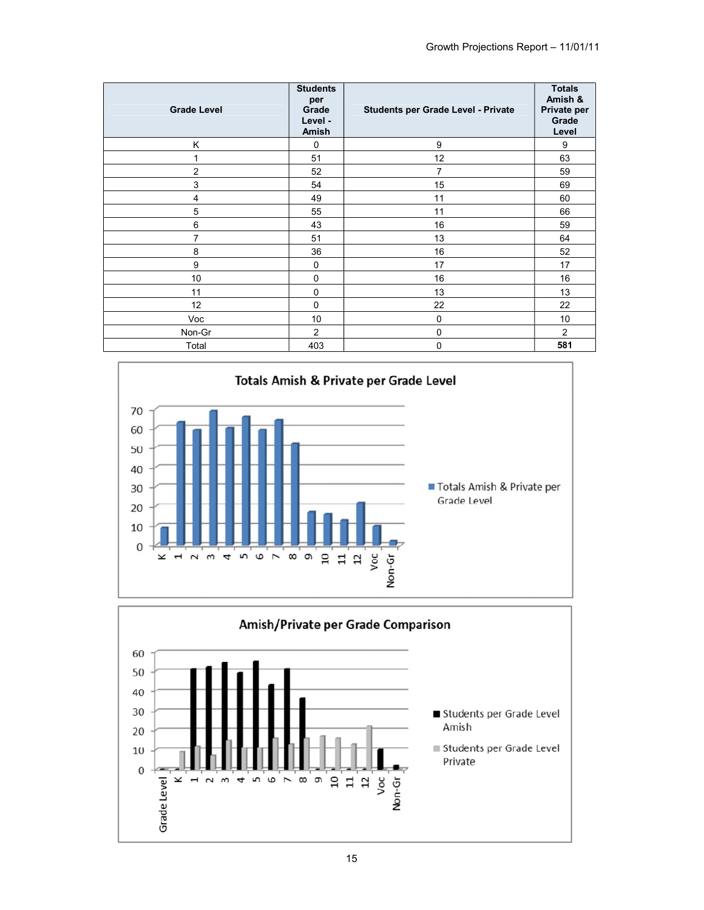| Grade Level | Students per Grade Level - Amish | Students per Grade Level - Private | Totals Amish & Private per Grade Level |
|---|---|---|---|
| K | 0 | 9 | 9 |
| 1 | 51 | 12 | 63 |
| 2 | 52 | 7 | 59 |
| 3 | 54 | 15 | 69 |
| 4 | 49 | 11 | 60 |
| 5 | 55 | 11 | 66 |
| 6 | 43 | 16 | 59 |
| 7 | 51 | 13 | 64 |
| 8 | 36 | 16 | 52 |
| 9 | 0 | 17 | 17 |
| 10 | 0 | 16 | 16 |
| 11 | 0 | 13 | 13 |
| 12 | 0 | 22 | 22 |
| Voc | 10 | 0 | 10 |
| Non-Gr | 2 | 0 | 2 |
| Total | 403 | 0 | **581** |

**Totals Amish & Private per Grade Level**

**Amish/Private per Grade Comparison**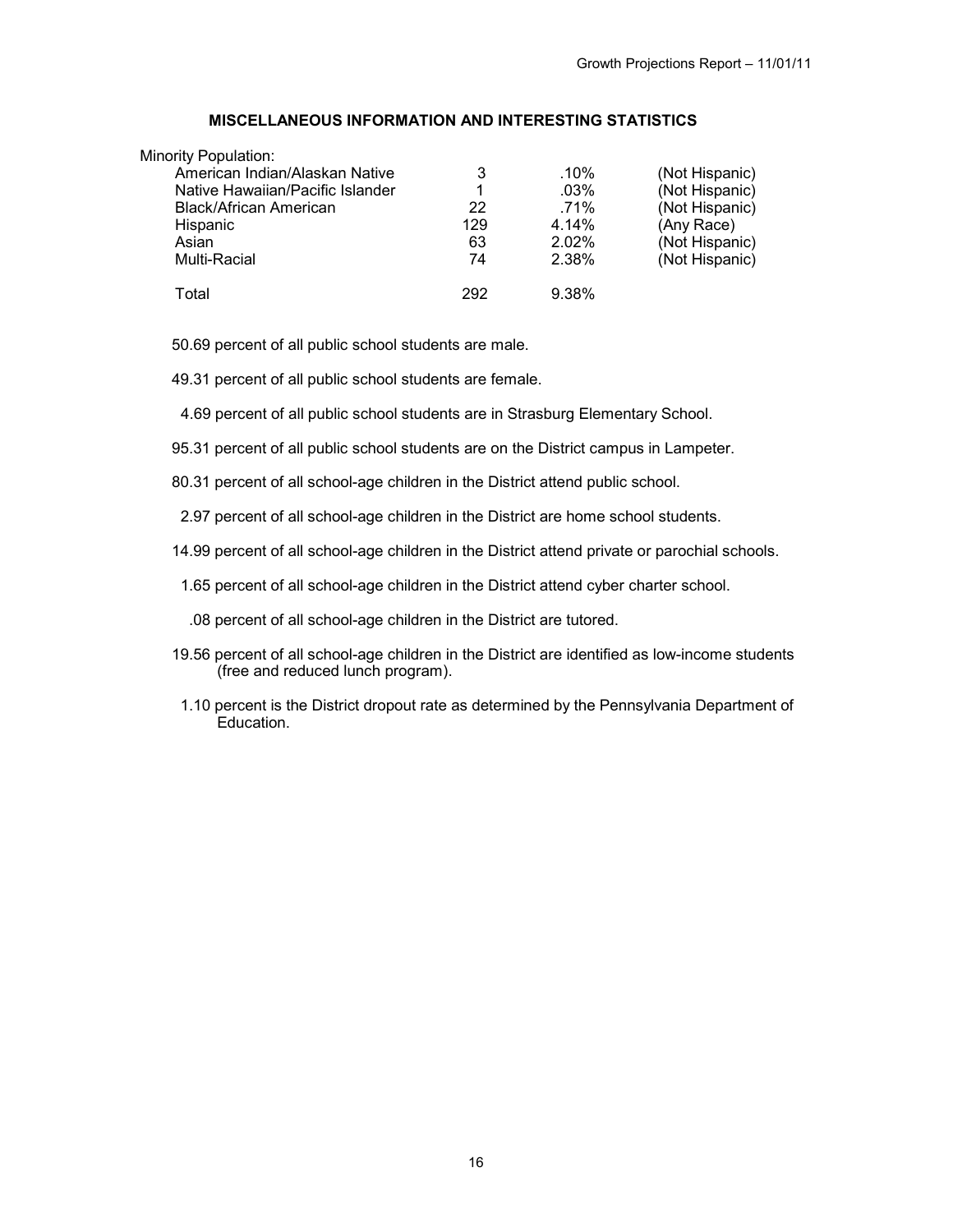## MISCELLANEOUS INFORMATION AND INTERESTING STATISTICS

Minority Population:

| | | | |
|---|---|---|---|
| American Indian/Alaskan Native | 3 | .10% | (Not Hispanic) |
| Native Hawaiian/Pacific Islander | 1 | .03% | (Not Hispanic) |
| Black/African American | 22 | .71% | (Not Hispanic) |
| Hispanic | 129 | 4.14% | (Any Race) |
| Asian | 63 | 2.02% | (Not Hispanic) |
| Multi-Racial | 74 | 2.38% | (Not Hispanic) |
| Total | 292 | 9.38% | |

50.69 percent of all public school students are male.

49.31 percent of all public school students are female.

4.69 percent of all public school students are in Strasburg Elementary School.

95.31 percent of all public school students are on the District campus in Lampeter.

80.31 percent of all school-age children in the District attend public school.

2.97 percent of all school-age children in the District are home school students.

14.99 percent of all school-age children in the District attend private or parochial schools.

1.65 percent of all school-age children in the District attend cyber charter school.

.08 percent of all school-age children in the District are tutored.

19.56 percent of all school-age children in the District are identified as low-income students (free and reduced lunch program).

1.10 percent is the District dropout rate as determined by the Pennsylvania Department of Education.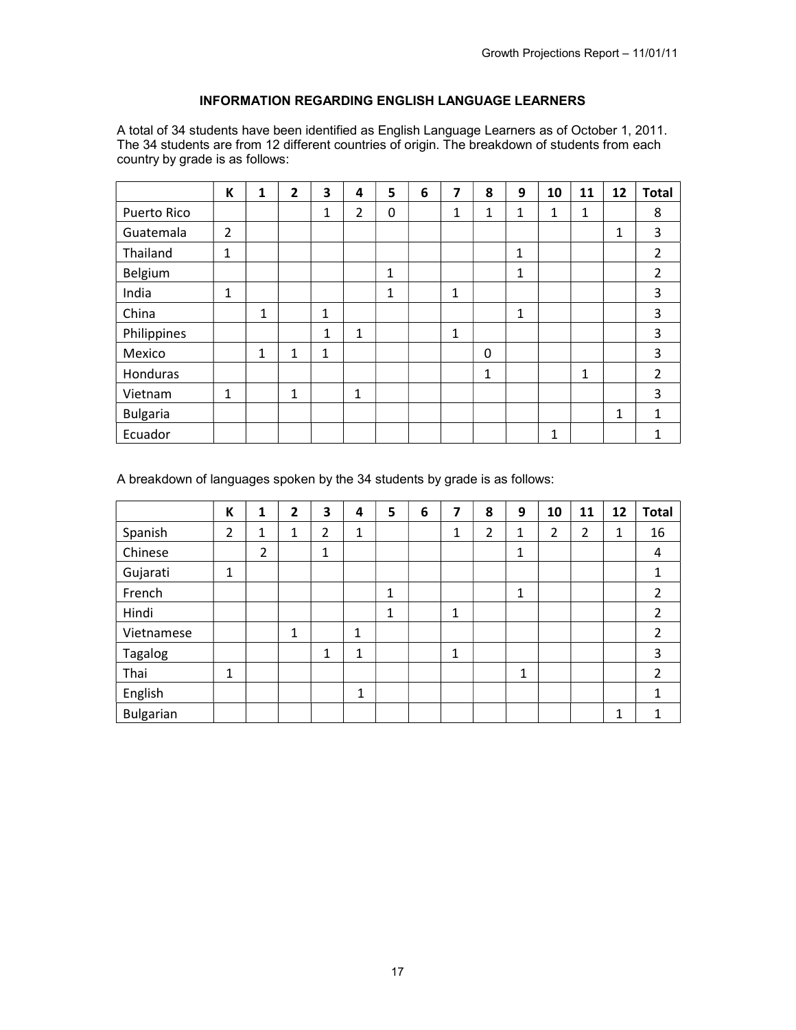## INFORMATION REGARDING ENGLISH LANGUAGE LEARNERS

A total of 34 students have been identified as English Language Learners as of October 1, 2011. The 34 students are from 12 different countries of origin. The breakdown of students from each country by grade is as follows:

| | K | 1 | 2 | 3 | 4 | 5 | 6 | 7 | 8 | 9 | 10 | 11 | 12 | Total |
|---|---|---|---|---|---|---|---|---|---|---|---|---|---|---|
| Puerto Rico | | | | 1 | 2 | 0 | | 1 | 1 | 1 | 1 | 1 | | 8 |
| Guatemala | 2 | | | | | | | | | | | | 1 | 3 |
| Thailand | 1 | | | | | | | | | 1 | | | | 2 |
| Belgium | | | | | | 1 | | | | 1 | | | | 2 |
| India | 1 | | | | | 1 | | 1 | | | | | | 3 |
| China | | 1 | | 1 | | | | | | 1 | | | | 3 |
| Philippines | | | | 1 | 1 | | | 1 | | | | | | 3 |
| Mexico | | 1 | 1 | 1 | | | | | 0 | | | | | 3 |
| Honduras | | | | | | | | | 1 | | | 1 | | 2 |
| Vietnam | 1 | | 1 | | 1 | | | | | | | | | 3 |
| Bulgaria | | | | | | | | | | | | | 1 | 1 |
| Ecuador | | | | | | | | | | | 1 | | | 1 |

A breakdown of languages spoken by the 34 students by grade is as follows:

| | K | 1 | 2 | 3 | 4 | 5 | 6 | 7 | 8 | 9 | 10 | 11 | 12 | Total |
|---|---|---|---|---|---|---|---|---|---|---|---|---|---|---|
| Spanish | 2 | 1 | 1 | 2 | 1 | | | 1 | 2 | 1 | 2 | 2 | 1 | 16 |
| Chinese | | 2 | | 1 | | | | | | 1 | | | | 4 |
| Gujarati | 1 | | | | | | | | | | | | | 1 |
| French | | | | | | 1 | | | | 1 | | | | 2 |
| Hindi | | | | | | 1 | | 1 | | | | | | 2 |
| Vietnamese | | | 1 | | 1 | | | | | | | | | 2 |
| Tagalog | | | | 1 | 1 | | | 1 | | | | | | 3 |
| Thai | 1 | | | | | | | | | 1 | | | | 2 |
| English | | | | | 1 | | | | | | | | | 1 |
| Bulgarian | | | | | | | | | | | | | 1 | 1 |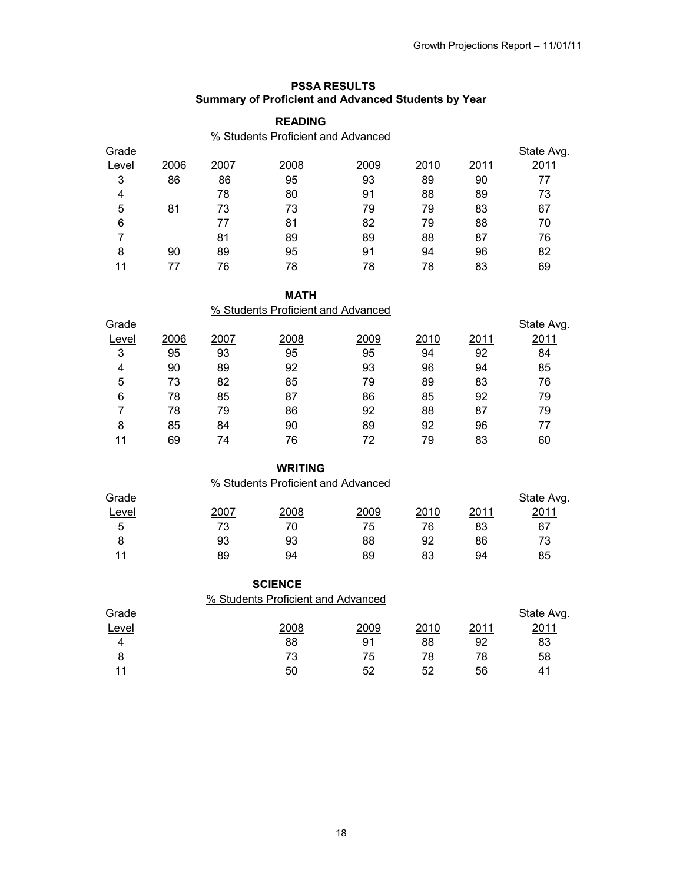## PSSA RESULTS
### Summary of Proficient and Advanced Students by Year

### READING

% Students Proficient and Advanced

| Grade Level | 2006 | 2007 | 2008 | 2009 | 2010 | 2011 | State Avg. 2011 |
|---|---|---|---|---|---|---|---|
| 3 | 86 | 86 | 95 | 93 | 89 | 90 | 77 |
| 4 | | 78 | 80 | 91 | 88 | 89 | 73 |
| 5 | 81 | 73 | 73 | 79 | 79 | 83 | 67 |
| 6 | | 77 | 81 | 82 | 79 | 88 | 70 |
| 7 | | 81 | 89 | 89 | 88 | 87 | 76 |
| 8 | 90 | 89 | 95 | 91 | 94 | 96 | 82 |
| 11 | 77 | 76 | 78 | 78 | 78 | 83 | 69 |

### MATH

% Students Proficient and Advanced

| Grade Level | 2006 | 2007 | 2008 | 2009 | 2010 | 2011 | State Avg. 2011 |
|---|---|---|---|---|---|---|---|
| 3 | 95 | 93 | 95 | 95 | 94 | 92 | 84 |
| 4 | 90 | 89 | 92 | 93 | 96 | 94 | 85 |
| 5 | 73 | 82 | 85 | 79 | 89 | 83 | 76 |
| 6 | 78 | 85 | 87 | 86 | 85 | 92 | 79 |
| 7 | 78 | 79 | 86 | 92 | 88 | 87 | 79 |
| 8 | 85 | 84 | 90 | 89 | 92 | 96 | 77 |
| 11 | 69 | 74 | 76 | 72 | 79 | 83 | 60 |

### WRITING

% Students Proficient and Advanced

| Grade Level | 2007 | 2008 | 2009 | 2010 | 2011 | State Avg. 2011 |
|---|---|---|---|---|---|---|
| 5 | 73 | 70 | 75 | 76 | 83 | 67 |
| 8 | 93 | 93 | 88 | 92 | 86 | 73 |
| 11 | 89 | 94 | 89 | 83 | 94 | 85 |

### SCIENCE

% Students Proficient and Advanced

| Grade Level | 2008 | 2009 | 2010 | 2011 | State Avg. 2011 |
|---|---|---|---|---|---|
| 4 | 88 | 91 | 88 | 92 | 83 |
| 8 | 73 | 75 | 78 | 78 | 58 |
| 11 | 50 | 52 | 52 | 56 | 41 |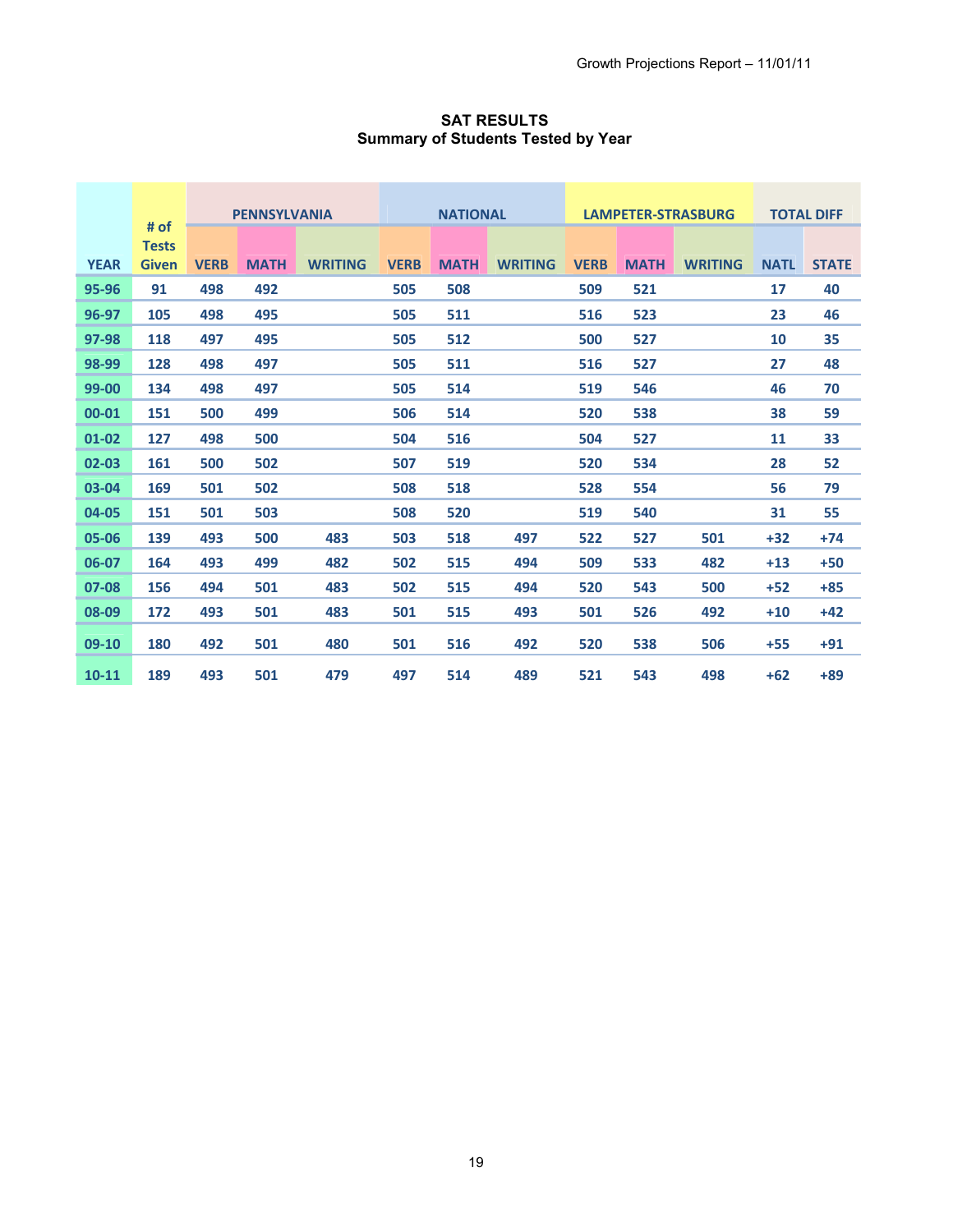## SAT RESULTS
### Summary of Students Tested by Year

| YEAR | # of Tests Given | PENNSYLVANIA | | | NATIONAL | | | LAMPETER-STRASBURG | | | TOTAL DIFF | |
|---|---|---|---|---|---|---|---|---|---|---|---|---|
| | | VERB | MATH | WRITING | VERB | MATH | WRITING | VERB | MATH | WRITING | NATL | STATE |
| 95-96 | 91 | 498 | 492 | | 505 | 508 | | 509 | 521 | | 17 | 40 |
| 96-97 | 105 | 498 | 495 | | 505 | 511 | | 516 | 523 | | 23 | 46 |
| 97-98 | 118 | 497 | 495 | | 505 | 512 | | 500 | 527 | | 10 | 35 |
| 98-99 | 128 | 498 | 497 | | 505 | 511 | | 516 | 527 | | 27 | 48 |
| 99-00 | 134 | 498 | 497 | | 505 | 514 | | 519 | 546 | | 46 | 70 |
| 00-01 | 151 | 500 | 499 | | 506 | 514 | | 520 | 538 | | 38 | 59 |
| 01-02 | 127 | 498 | 500 | | 504 | 516 | | 504 | 527 | | 11 | 33 |
| 02-03 | 161 | 500 | 502 | | 507 | 519 | | 520 | 534 | | 28 | 52 |
| 03-04 | 169 | 501 | 502 | | 508 | 518 | | 528 | 554 | | 56 | 79 |
| 04-05 | 151 | 501 | 503 | | 508 | 520 | | 519 | 540 | | 31 | 55 |
| 05-06 | 139 | 493 | 500 | 483 | 503 | 518 | 497 | 522 | 527 | 501 | +32 | +74 |
| 06-07 | 164 | 493 | 499 | 482 | 502 | 515 | 494 | 509 | 533 | 482 | +13 | +50 |
| 07-08 | 156 | 494 | 501 | 483 | 502 | 515 | 494 | 520 | 543 | 500 | +52 | +85 |
| 08-09 | 172 | 493 | 501 | 483 | 501 | 515 | 493 | 501 | 526 | 492 | +10 | +42 |
| 09-10 | 180 | 492 | 501 | 480 | 501 | 516 | 492 | 520 | 538 | 506 | +55 | +91 |
| 10-11 | 189 | 493 | 501 | 479 | 497 | 514 | 489 | 521 | 543 | 498 | +62 | +89 |